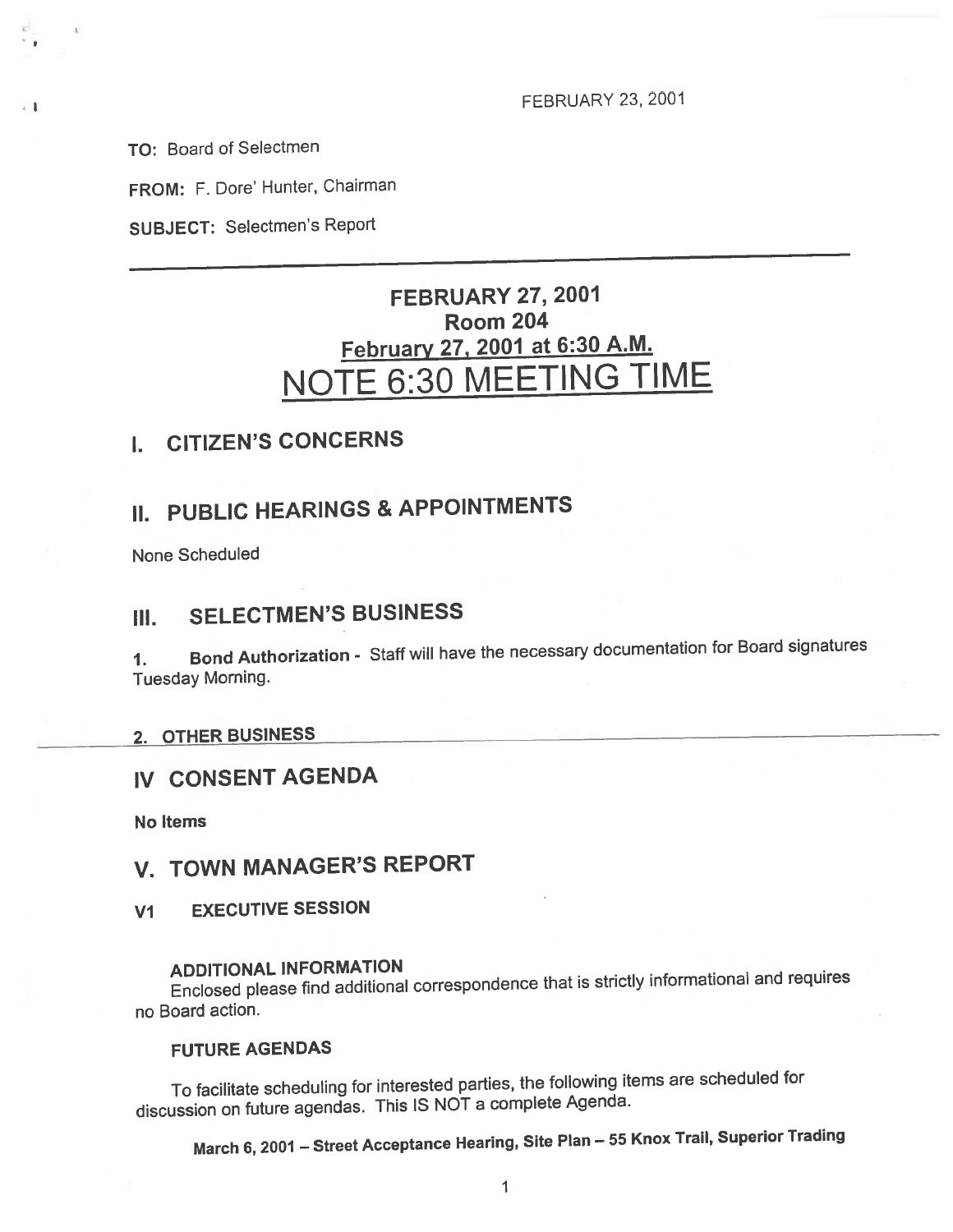FEBRUARY 23, 2001

**TO:** Board of Selectmen

**FROM:** F. Dore' Hunter, Chairman

**SUBJECT:** Selectmen's Report

---

# FEBRUARY 27, 2001
## Room 204
## February 27, 2001 at 6:30 A.M.
# NOTE 6:30 MEETING TIME

## I. CITIZEN'S CONCERNS

## II. PUBLIC HEARINGS & APPOINTMENTS

None Scheduled

## III. SELECTMEN'S BUSINESS

1. **Bond Authorization -** Staff will have the necessary documentation for Board signatures Tuesday Morning.

### 2. OTHER BUSINESS

## IV CONSENT AGENDA

**No Items**

## V. TOWN MANAGER'S REPORT

### V1 EXECUTIVE SESSION

### ADDITIONAL INFORMATION

Enclosed please find additional correspondence that is strictly informational and requires no Board action.

### FUTURE AGENDAS

To facilitate scheduling for interested parties, the following items are scheduled for discussion on future agendas. This IS NOT a complete Agenda.

**March 6, 2001 – Street Acceptance Hearing, Site Plan – 55 Knox Trail, Superior Trading**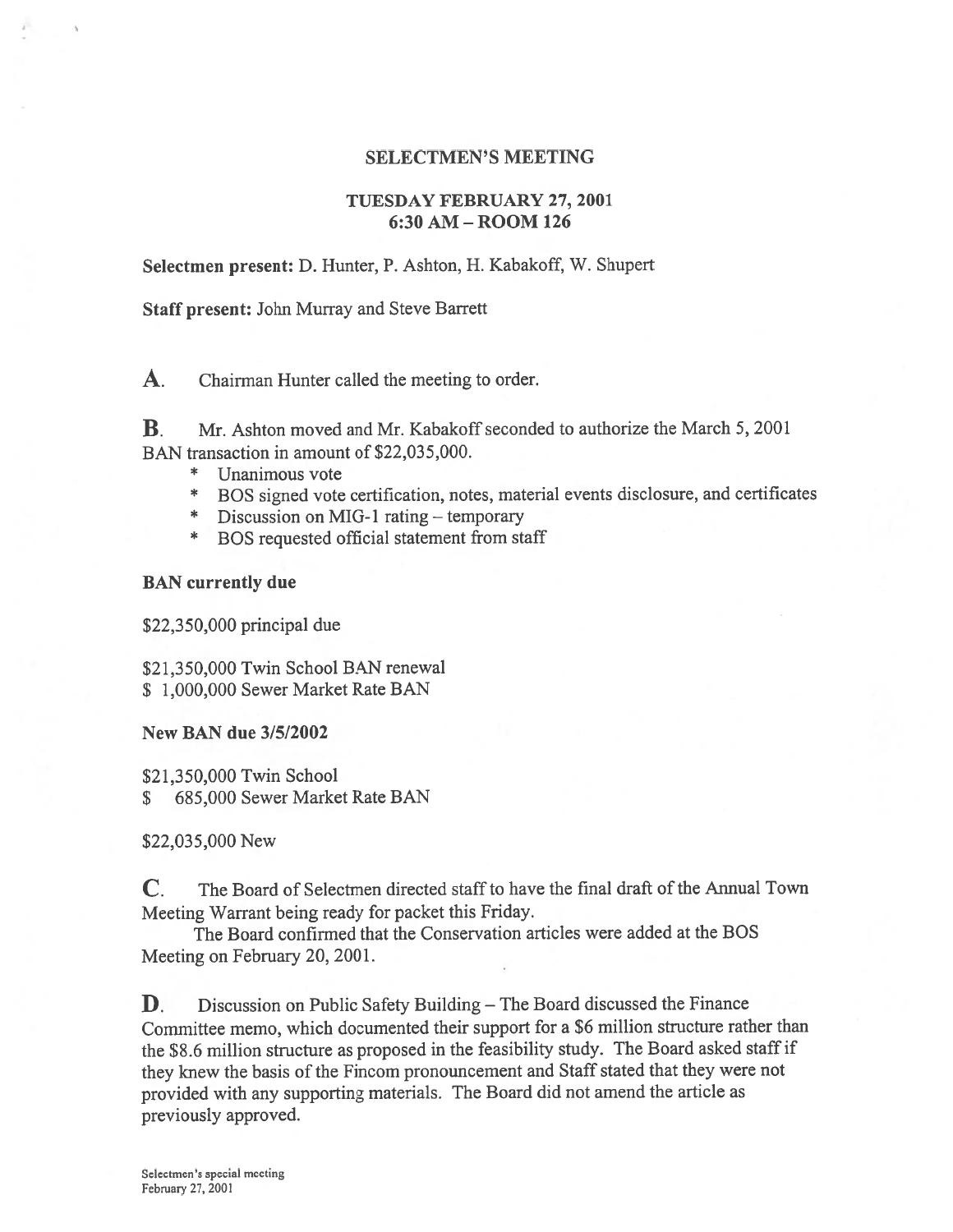# SELECTMEN'S MEETING

## TUESDAY FEBRUARY 27, 2001
## 6:30 AM – ROOM 126

**Selectmen present:** D. Hunter, P. Ashton, H. Kabakoff, W. Shupert

**Staff present:** John Murray and Steve Barrett

**A.** Chairman Hunter called the meeting to order.

**B.** Mr. Ashton moved and Mr. Kabakoff seconded to authorize the March 5, 2001 BAN transaction in amount of $22,035,000.

- \* Unanimous vote
- \* BOS signed vote certification, notes, material events disclosure, and certificates
- \* Discussion on MIG-1 rating – temporary
- \* BOS requested official statement from staff

**BAN currently due**

$22,350,000 principal due

$21,350,000 Twin School BAN renewal
$ 1,000,000 Sewer Market Rate BAN

**New BAN due 3/5/2002**

$21,350,000 Twin School
$ 685,000 Sewer Market Rate BAN

$22,035,000 New

**C.** The Board of Selectmen directed staff to have the final draft of the Annual Town Meeting Warrant being ready for packet this Friday.

The Board confirmed that the Conservation articles were added at the BOS Meeting on February 20, 2001.

**D.** Discussion on Public Safety Building – The Board discussed the Finance Committee memo, which documented their support for a $6 million structure rather than the $8.6 million structure as proposed in the feasibility study. The Board asked staff if they knew the basis of the Fincom pronouncement and Staff stated that they were not provided with any supporting materials. The Board did not amend the article as previously approved.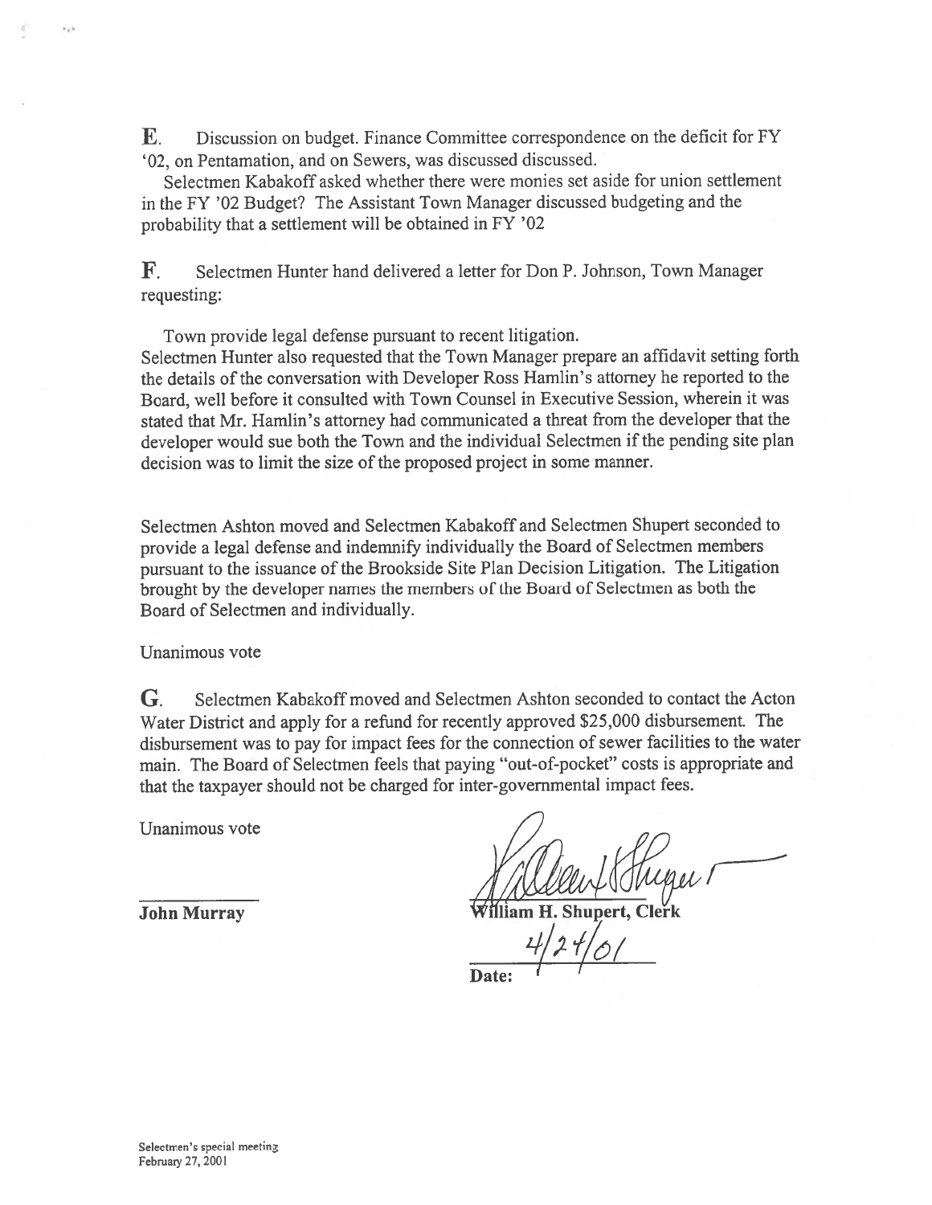**E**. Discussion on budget. Finance Committee correspondence on the deficit for FY '02, on Pentamation, and on Sewers, was discussed discussed.

Selectmen Kabakoff asked whether there were monies set aside for union settlement in the FY '02 Budget? The Assistant Town Manager discussed budgeting and the probability that a settlement will be obtained in FY '02

**F**. Selectmen Hunter hand delivered a letter for Don P. Johnson, Town Manager requesting:

Town provide legal defense pursuant to recent litigation.

Selectmen Hunter also requested that the Town Manager prepare an affidavit setting forth the details of the conversation with Developer Ross Hamlin's attorney he reported to the Board, well before it consulted with Town Counsel in Executive Session, wherein it was stated that Mr. Hamlin's attorney had communicated a threat from the developer that the developer would sue both the Town and the individual Selectmen if the pending site plan decision was to limit the size of the proposed project in some manner.

Selectmen Ashton moved and Selectmen Kabakoff and Selectmen Shupert seconded to provide a legal defense and indemnify individually the Board of Selectmen members pursuant to the issuance of the Brookside Site Plan Decision Litigation. The Litigation brought by the developer names the members of the Board of Selectmen as both the Board of Selectmen and individually.

Unanimous vote

**G**. Selectmen Kabakoff moved and Selectmen Ashton seconded to contact the Acton Water District and apply for a refund for recently approved $25,000 disbursement. The disbursement was to pay for impact fees for the connection of sewer facilities to the water main. The Board of Selectmen feels that paying "out-of-pocket" costs is appropriate and that the taxpayer should not be charged for inter-governmental impact fees.

Unanimous vote

**John Murray**

**William H. Shupert, Clerk**

4/24/01

**Date:**

Selectmen's special meeting
February 27, 2001